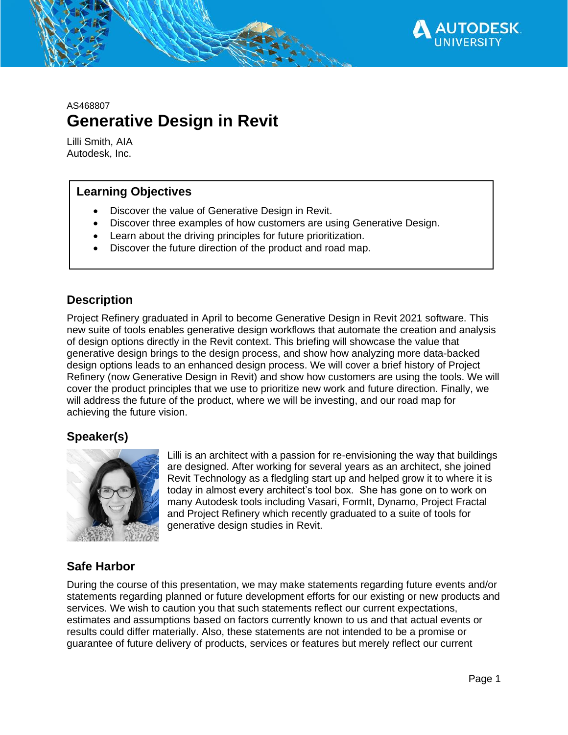AS468807

# Generative Design in Revit

Lilli Smith, AIA
Autodesk, Inc.

## Learning Objectives

- Discover the value of Generative Design in Revit.
- Discover three examples of how customers are using Generative Design.
- Learn about the driving principles for future prioritization.
- Discover the future direction of the product and road map.

## Description

Project Refinery graduated in April to become Generative Design in Revit 2021 software. This new suite of tools enables generative design workflows that automate the creation and analysis of design options directly in the Revit context. This briefing will showcase the value that generative design brings to the design process, and show how analyzing more data-backed design options leads to an enhanced design process. We will cover a brief history of Project Refinery (now Generative Design in Revit) and show how customers are using the tools. We will cover the product principles that we use to prioritize new work and future direction. Finally, we will address the future of the product, where we will be investing, and our road map for achieving the future vision.

## Speaker(s)

Lilli is an architect with a passion for re-envisioning the way that buildings are designed. After working for several years as an architect, she joined Revit Technology as a fledgling start up and helped grow it to where it is today in almost every architect's tool box. She has gone on to work on many Autodesk tools including Vasari, FormIt, Dynamo, Project Fractal and Project Refinery which recently graduated to a suite of tools for generative design studies in Revit.

## Safe Harbor

During the course of this presentation, we may make statements regarding future events and/or statements regarding planned or future development efforts for our existing or new products and services. We wish to caution you that such statements reflect our current expectations, estimates and assumptions based on factors currently known to us and that actual events or results could differ materially. Also, these statements are not intended to be a promise or guarantee of future delivery of products, services or features but merely reflect our current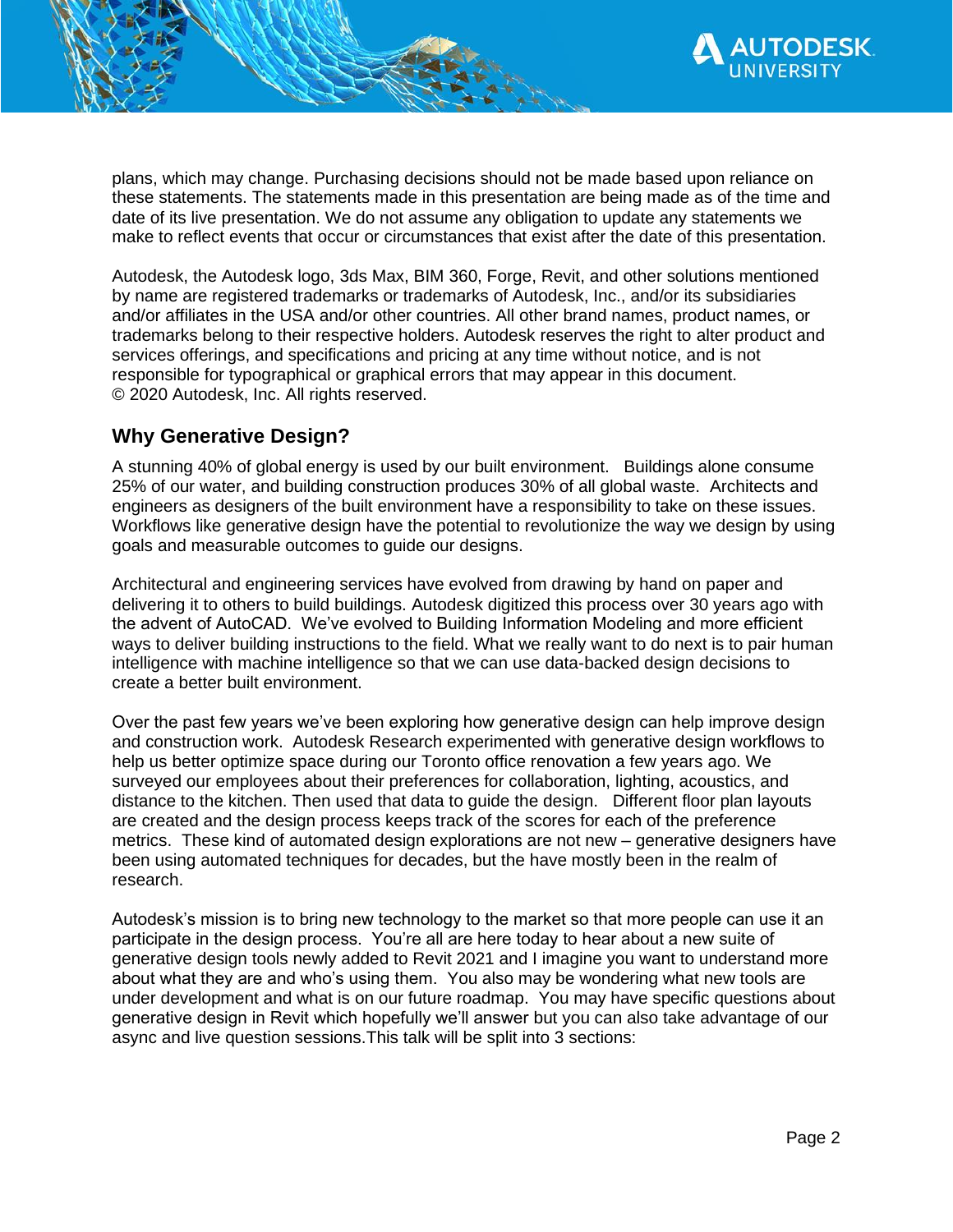plans, which may change. Purchasing decisions should not be made based upon reliance on these statements. The statements made in this presentation are being made as of the time and date of its live presentation. We do not assume any obligation to update any statements we make to reflect events that occur or circumstances that exist after the date of this presentation.

Autodesk, the Autodesk logo, 3ds Max, BIM 360, Forge, Revit, and other solutions mentioned by name are registered trademarks or trademarks of Autodesk, Inc., and/or its subsidiaries and/or affiliates in the USA and/or other countries. All other brand names, product names, or trademarks belong to their respective holders. Autodesk reserves the right to alter product and services offerings, and specifications and pricing at any time without notice, and is not responsible for typographical or graphical errors that may appear in this document.
© 2020 Autodesk, Inc. All rights reserved.

## Why Generative Design?

A stunning 40% of global energy is used by our built environment. Buildings alone consume 25% of our water, and building construction produces 30% of all global waste. Architects and engineers as designers of the built environment have a responsibility to take on these issues. Workflows like generative design have the potential to revolutionize the way we design by using goals and measurable outcomes to guide our designs.

Architectural and engineering services have evolved from drawing by hand on paper and delivering it to others to build buildings. Autodesk digitized this process over 30 years ago with the advent of AutoCAD. We've evolved to Building Information Modeling and more efficient ways to deliver building instructions to the field. What we really want to do next is to pair human intelligence with machine intelligence so that we can use data-backed design decisions to create a better built environment.

Over the past few years we've been exploring how generative design can help improve design and construction work. Autodesk Research experimented with generative design workflows to help us better optimize space during our Toronto office renovation a few years ago. We surveyed our employees about their preferences for collaboration, lighting, acoustics, and distance to the kitchen. Then used that data to guide the design. Different floor plan layouts are created and the design process keeps track of the scores for each of the preference metrics. These kind of automated design explorations are not new – generative designers have been using automated techniques for decades, but the have mostly been in the realm of research.

Autodesk's mission is to bring new technology to the market so that more people can use it an participate in the design process. You're all are here today to hear about a new suite of generative design tools newly added to Revit 2021 and I imagine you want to understand more about what they are and who's using them. You also may be wondering what new tools are under development and what is on our future roadmap. You may have specific questions about generative design in Revit which hopefully we'll answer but you can also take advantage of our async and live question sessions.This talk will be split into 3 sections: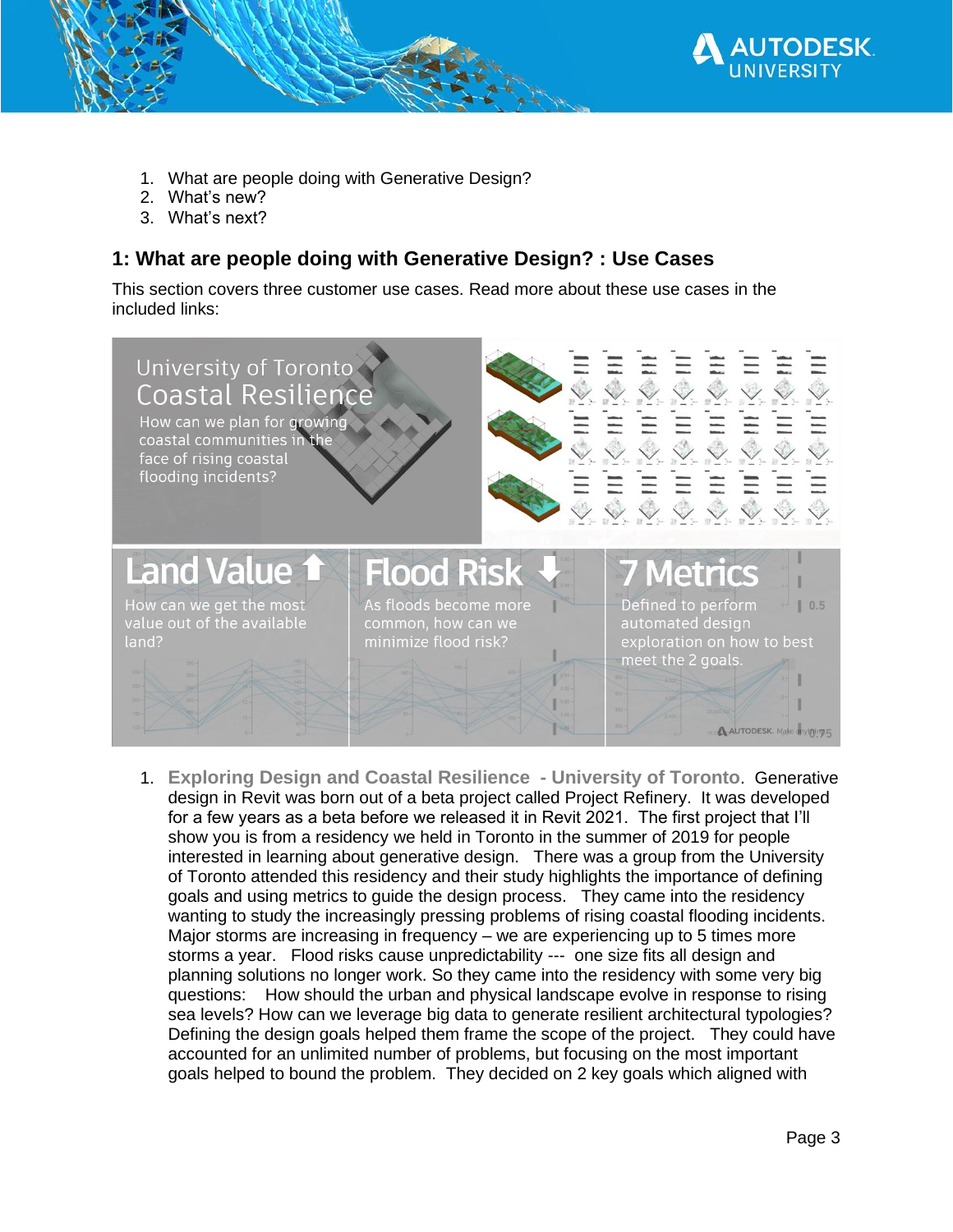1. What are people doing with Generative Design?
2. What's new?
3. What's next?

## 1: What are people doing with Generative Design? : Use Cases

This section covers three customer use cases. Read more about these use cases in the included links:

University of Toronto
Coastal Resilience
How can we plan for growing coastal communities in the face of rising coastal flooding incidents?

Land Value ⬆
How can we get the most value out of the available land?

Flood Risk ⬇
As floods become more common, how can we minimize flood risk?

7 Metrics
Defined to perform automated design exploration on how to best meet the 2 goals.

1. **Exploring Design and Coastal Resilience - University of Toronto**. Generative design in Revit was born out of a beta project called Project Refinery. It was developed for a few years as a beta before we released it in Revit 2021. The first project that I'll show you is from a residency we held in Toronto in the summer of 2019 for people interested in learning about generative design. There was a group from the University of Toronto attended this residency and their study highlights the importance of defining goals and using metrics to guide the design process. They came into the residency wanting to study the increasingly pressing problems of rising coastal flooding incidents. Major storms are increasing in frequency – we are experiencing up to 5 times more storms a year. Flood risks cause unpredictability --- one size fits all design and planning solutions no longer work. So they came into the residency with some very big questions: How should the urban and physical landscape evolve in response to rising sea levels? How can we leverage big data to generate resilient architectural typologies? Defining the design goals helped them frame the scope of the project. They could have accounted for an unlimited number of problems, but focusing on the most important goals helped to bound the problem. They decided on 2 key goals which aligned with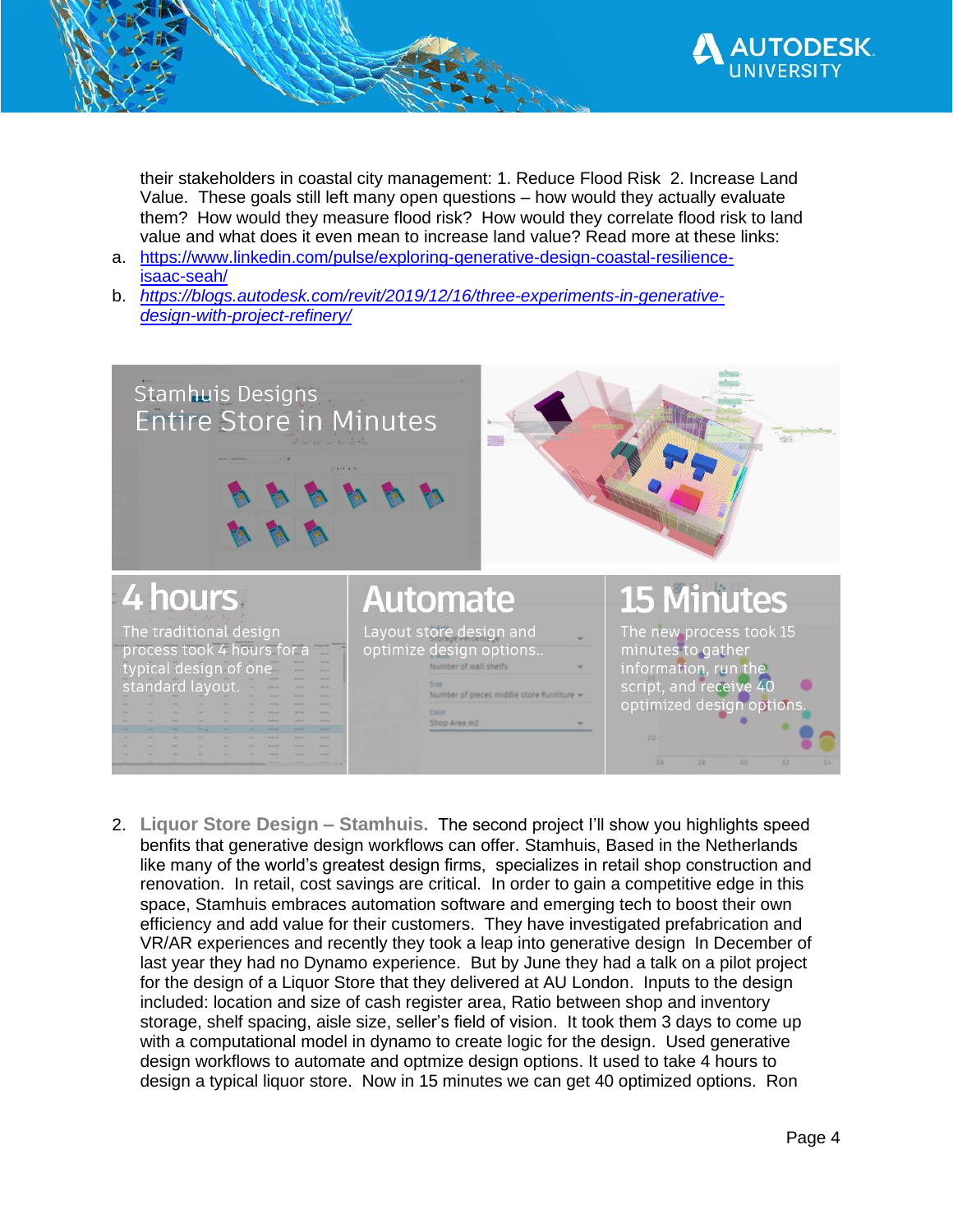their stakeholders in coastal city management: 1. Reduce Flood Risk 2. Increase Land Value. These goals still left many open questions – how would they actually evaluate them? How would they measure flood risk? How would they correlate flood risk to land value and what does it even mean to increase land value? Read more at these links:

a. https://www.linkedin.com/pulse/exploring-generative-design-coastal-resilience-isaac-seah/
b. *https://blogs.autodesk.com/revit/2019/12/16/three-experiments-in-generative-design-with-project-refinery/*

2. **Liquor Store Design – Stamhuis.** The second project I'll show you highlights speed benfits that generative design workflows can offer. Stamhuis, Based in the Netherlands like many of the world's greatest design firms, specializes in retail shop construction and renovation. In retail, cost savings are critical. In order to gain a competitive edge in this space, Stamhuis embraces automation software and emerging tech to boost their own efficiency and add value for their customers. They have investigated prefabrication and VR/AR experiences and recently they took a leap into generative design In December of last year they had no Dynamo experience. But by June they had a talk on a pilot project for the design of a Liquor Store that they delivered at AU London. Inputs to the design included: location and size of cash register area, Ratio between shop and inventory storage, shelf spacing, aisle size, seller's field of vision. It took them 3 days to come up with a computational model in dynamo to create logic for the design. Used generative design workflows to automate and optmize design options. It used to take 4 hours to design a typical liquor store. Now in 15 minutes we can get 40 optimized options. Ron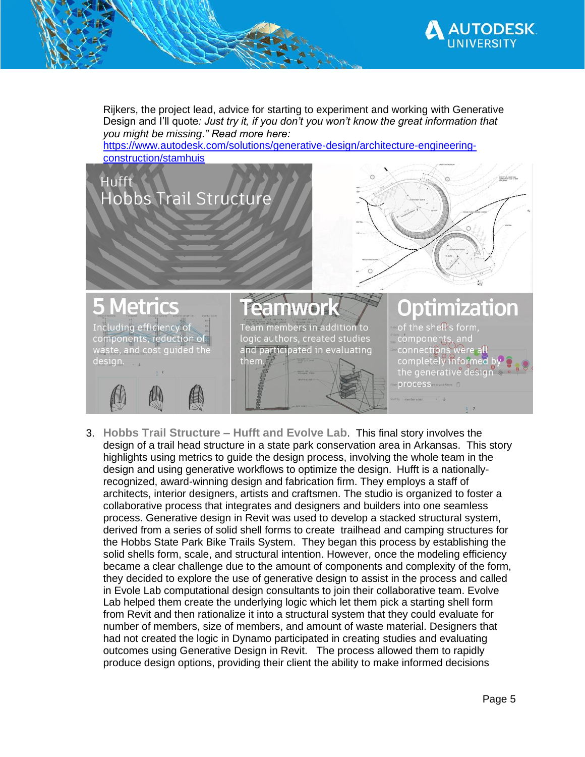Rijkers, the project lead, advice for starting to experiment and working with Generative Design and I'll quote*: Just try it, if you don't you won't know the great information that you might be missing." Read more here:* [https://www.autodesk.com/solutions/generative-design/architecture-engineering-construction/stamhuis](https://www.autodesk.com/solutions/generative-design/architecture-engineering-construction/stamhuis)

Hufft
Hobbs Trail Structure

**5 Metrics**
Including efficiency of components, reduction of waste, and cost guided the design.

**Teamwork**
Team members in addition to logic authors, created studies and participated in evaluating them.

**Optimization**
of the shell's form, components, and connections were all completely informed by the generative design process

3. **Hobbs Trail Structure – Hufft and Evolve Lab**. This final story involves the design of a trail head structure in a state park conservation area in Arkansas. This story highlights using metrics to guide the design process, involving the whole team in the design and using generative workflows to optimize the design. Hufft is a nationally-recognized, award-winning design and fabrication firm. They employ a staff of architects, interior designers, artists and craftsmen. The studio is organized to foster a collaborative process that integrates and designers and builders into one seamless process. Generative design in Revit was used to develop a stacked structural system, derived from a series of solid shell forms to create trailhead and camping structures for the Hobbs State Park Bike Trails System. They began this process by establishing the solid shells form, scale, and structural intention. However, once the modeling efficiency became a clear challenge due to the amount of components and complexity of the form, they decided to explore the use of generative design to assist in the process and called in Evole Lab computational design consultants to join their collaborative team. Evolve Lab helped them create the underlying logic which let them pick a starting shell form from Revit and then rationalize it into a structural system that they could evaluate for number of members, size of members, and amount of waste material. Designers that had not created the logic in Dynamo participated in creating studies and evaluating outcomes using Generative Design in Revit. The process allowed them to rapidly produce design options, providing their client the ability to make informed decisions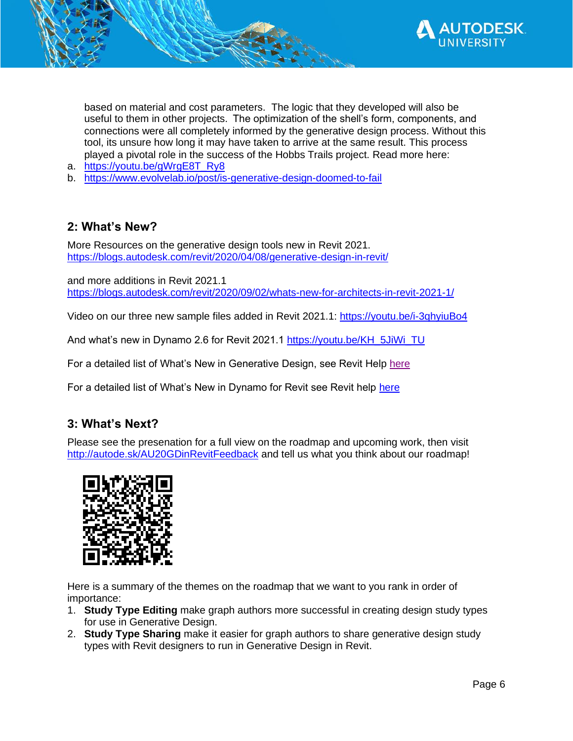based on material and cost parameters. The logic that they developed will also be useful to them in other projects. The optimization of the shell's form, components, and connections were all completely informed by the generative design process. Without this tool, its unsure how long it may have taken to arrive at the same result. This process played a pivotal role in the success of the Hobbs Trails project. Read more here:

a. https://youtu.be/gWrgE8T_Ry8
b. https://www.evolvelab.io/post/is-generative-design-doomed-to-fail

## 2: What's New?

More Resources on the generative design tools new in Revit 2021.
https://blogs.autodesk.com/revit/2020/04/08/generative-design-in-revit/

and more additions in Revit 2021.1
https://blogs.autodesk.com/revit/2020/09/02/whats-new-for-architects-in-revit-2021-1/

Video on our three new sample files added in Revit 2021.1: https://youtu.be/i-3qhyiuBo4

And what's new in Dynamo 2.6 for Revit 2021.1 https://youtu.be/KH_5JiWi_TU

For a detailed list of What's New in Generative Design, see Revit Help here

For a detailed list of What's New in Dynamo for Revit see Revit help here

## 3: What's Next?

Please see the presenation for a full view on the roadmap and upcoming work, then visit http://autode.sk/AU20GDinRevitFeedback and tell us what you think about our roadmap!

Here is a summary of the themes on the roadmap that we want to you rank in order of importance:

1. **Study Type Editing** make graph authors more successful in creating design study types for use in Generative Design.
2. **Study Type Sharing** make it easier for graph authors to share generative design study types with Revit designers to run in Generative Design in Revit.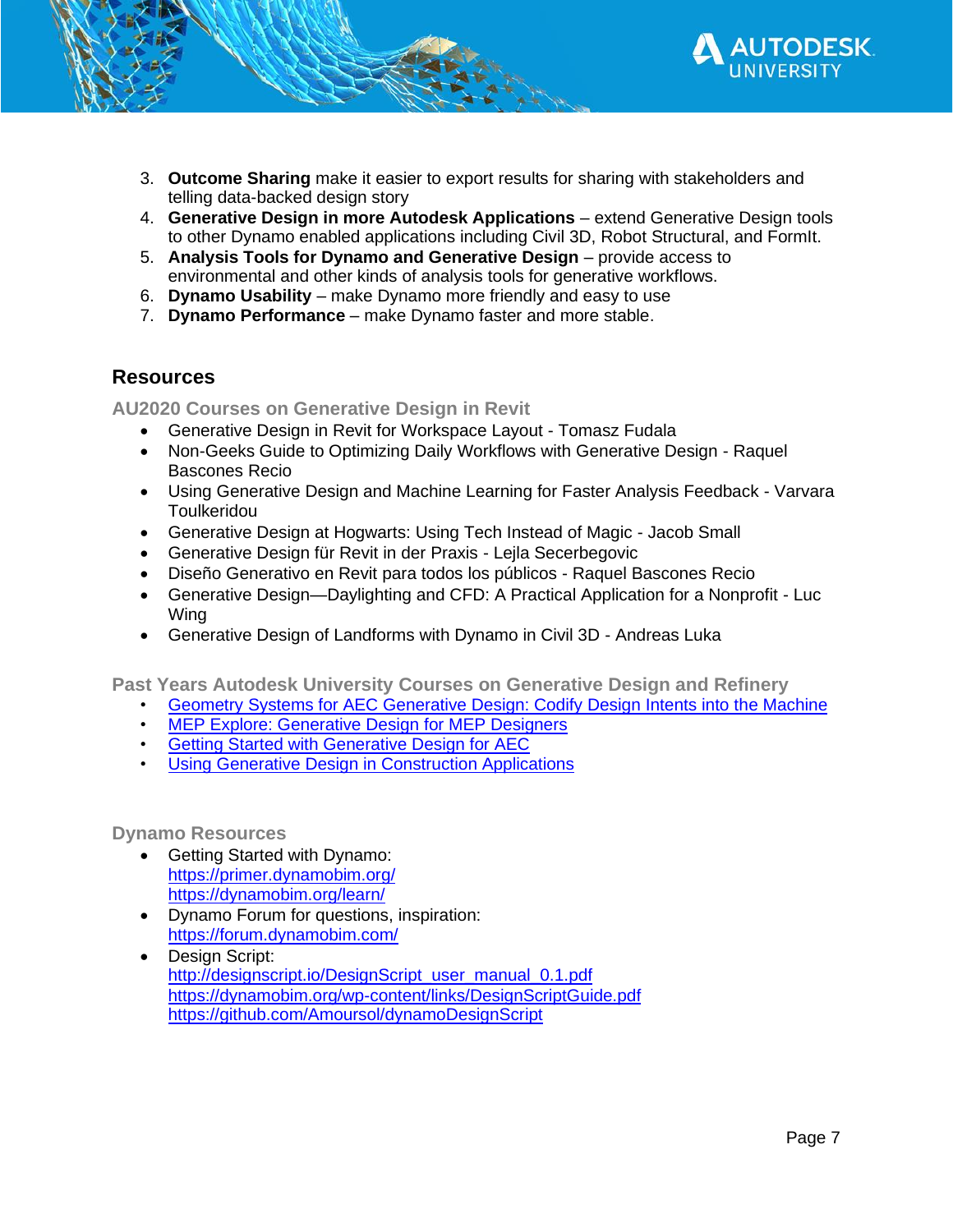3. **Outcome Sharing** make it easier to export results for sharing with stakeholders and telling data-backed design story
4. **Generative Design in more Autodesk Applications** – extend Generative Design tools to other Dynamo enabled applications including Civil 3D, Robot Structural, and FormIt.
5. **Analysis Tools for Dynamo and Generative Design** – provide access to environmental and other kinds of analysis tools for generative workflows.
6. **Dynamo Usability** – make Dynamo more friendly and easy to use
7. **Dynamo Performance** – make Dynamo faster and more stable.

## Resources

### AU2020 Courses on Generative Design in Revit

- Generative Design in Revit for Workspace Layout - Tomasz Fudala
- Non-Geeks Guide to Optimizing Daily Workflows with Generative Design - Raquel Bascones Recio
- Using Generative Design and Machine Learning for Faster Analysis Feedback - Varvara Toulkeridou
- Generative Design at Hogwarts: Using Tech Instead of Magic - Jacob Small
- Generative Design für Revit in der Praxis - Lejla Secerbegovic
- Diseño Generativo en Revit para todos los públicos - Raquel Bascones Recio
- Generative Design—Daylighting and CFD: A Practical Application for a Nonprofit - Luc Wing
- Generative Design of Landforms with Dynamo in Civil 3D - Andreas Luka

### Past Years Autodesk University Courses on Generative Design and Refinery

- Geometry Systems for AEC Generative Design: Codify Design Intents into the Machine
- MEP Explore: Generative Design for MEP Designers
- Getting Started with Generative Design for AEC
- Using Generative Design in Construction Applications

### Dynamo Resources

- Getting Started with Dynamo:
  https://primer.dynamobim.org/
  https://dynamobim.org/learn/
- Dynamo Forum for questions, inspiration:
  https://forum.dynamobim.com/
- Design Script:
  http://designscript.io/DesignScript_user_manual_0.1.pdf
  https://dynamobim.org/wp-content/links/DesignScriptGuide.pdf
  https://github.com/Amoursol/dynamoDesignScript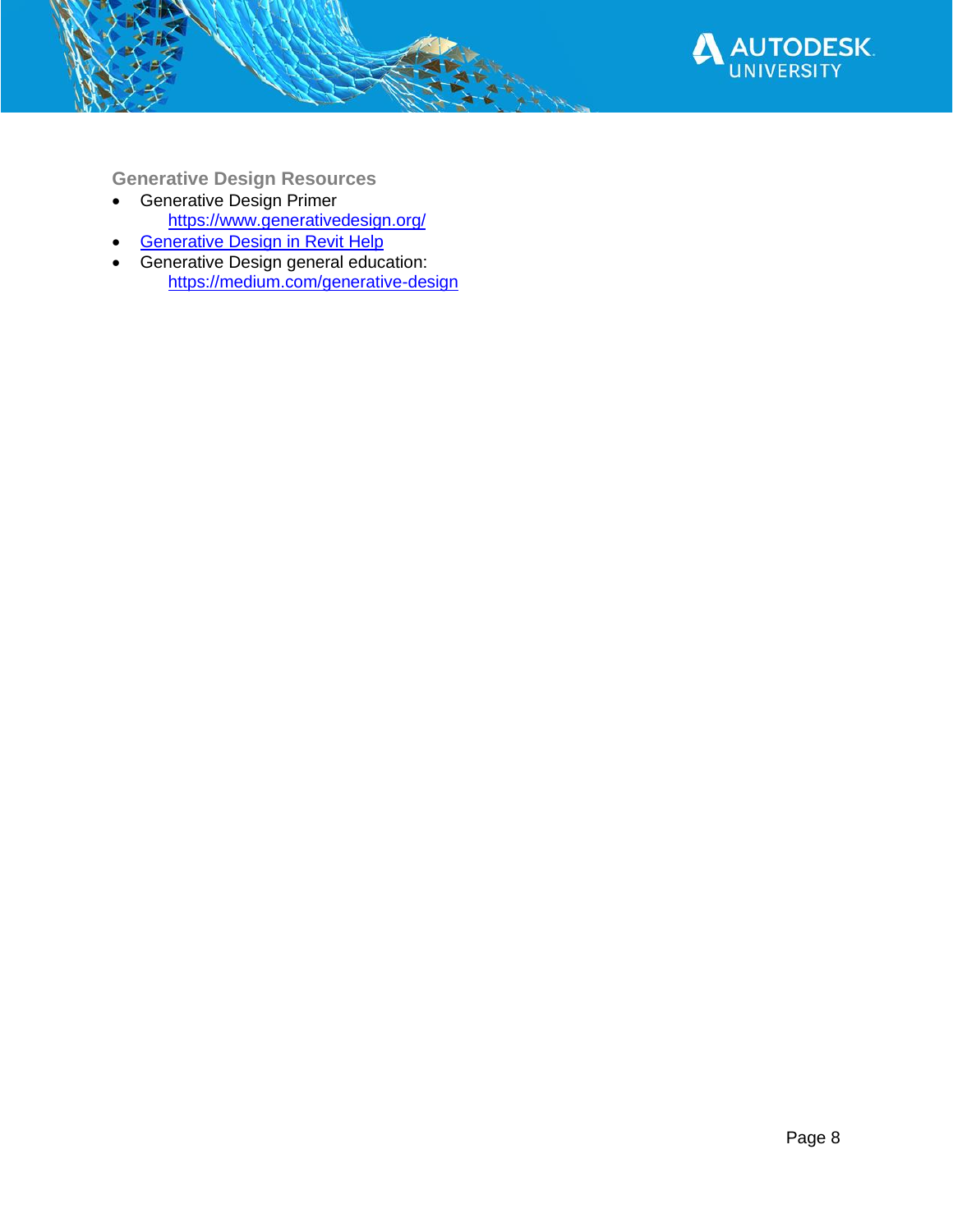### Generative Design Resources

- Generative Design Primer
  https://www.generativedesign.org/
- Generative Design in Revit Help
- Generative Design general education:
  https://medium.com/generative-design